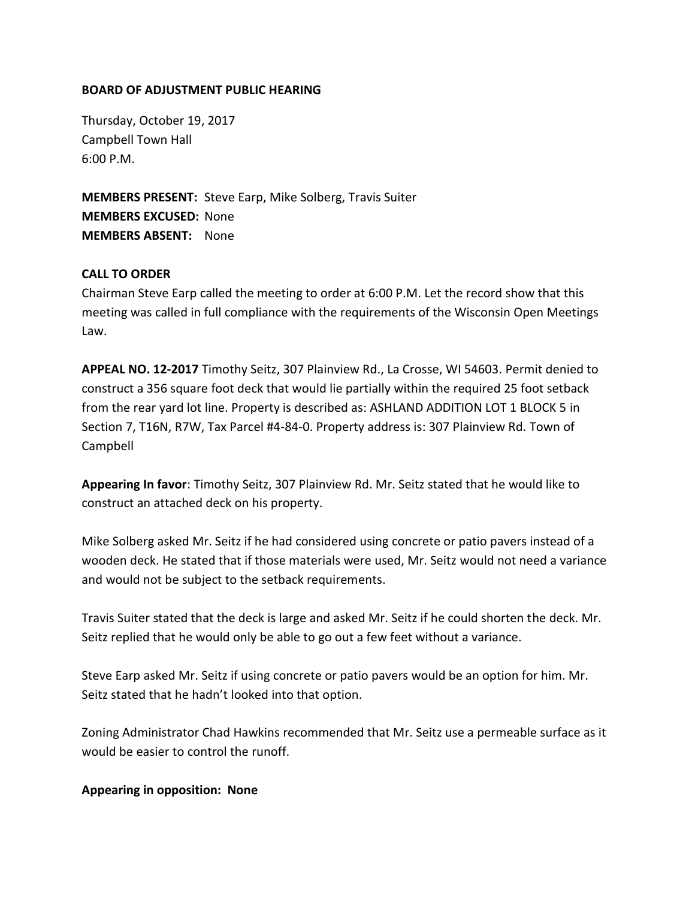**BOARD OF ADJUSTMENT PUBLIC HEARING**

Thursday, October 19, 2017
Campbell Town Hall
6:00 P.M.

**MEMBERS PRESENT:** Steve Earp, Mike Solberg, Travis Suiter
**MEMBERS EXCUSED:** None
**MEMBERS ABSENT:** None

**CALL TO ORDER**
Chairman Steve Earp called the meeting to order at 6:00 P.M. Let the record show that this meeting was called in full compliance with the requirements of the Wisconsin Open Meetings Law.

**APPEAL NO. 12-2017** Timothy Seitz, 307 Plainview Rd., La Crosse, WI 54603. Permit denied to construct a 356 square foot deck that would lie partially within the required 25 foot setback from the rear yard lot line. Property is described as: ASHLAND ADDITION LOT 1 BLOCK 5 in Section 7, T16N, R7W, Tax Parcel #4-84-0. Property address is: 307 Plainview Rd. Town of Campbell

**Appearing In favor**: Timothy Seitz, 307 Plainview Rd. Mr. Seitz stated that he would like to construct an attached deck on his property.

Mike Solberg asked Mr. Seitz if he had considered using concrete or patio pavers instead of a wooden deck. He stated that if those materials were used, Mr. Seitz would not need a variance and would not be subject to the setback requirements.

Travis Suiter stated that the deck is large and asked Mr. Seitz if he could shorten the deck. Mr. Seitz replied that he would only be able to go out a few feet without a variance.

Steve Earp asked Mr. Seitz if using concrete or patio pavers would be an option for him. Mr. Seitz stated that he hadn't looked into that option.

Zoning Administrator Chad Hawkins recommended that Mr. Seitz use a permeable surface as it would be easier to control the runoff.

**Appearing in opposition: None**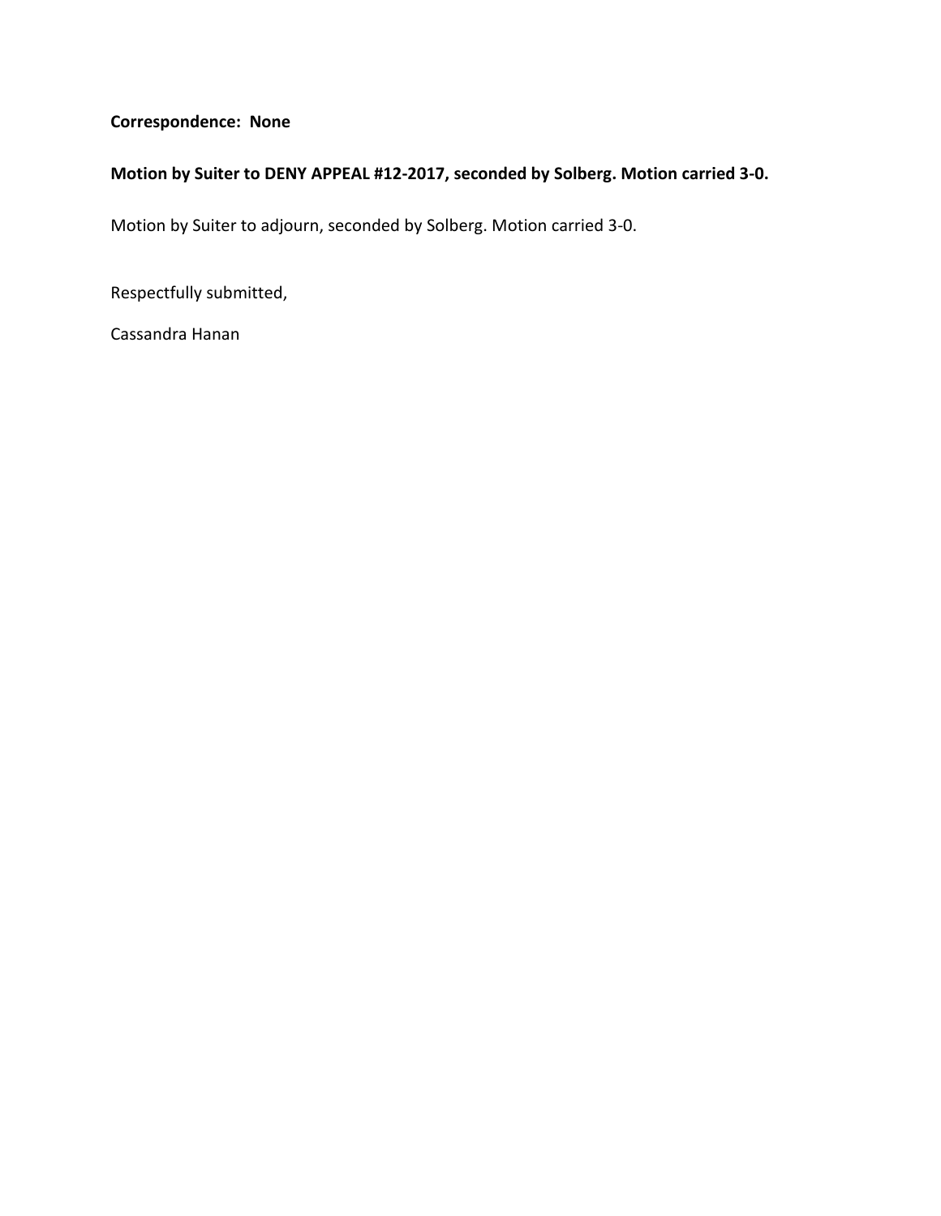**Correspondence: None**

**Motion by Suiter to DENY APPEAL #12-2017, seconded by Solberg. Motion carried 3-0.**

Motion by Suiter to adjourn, seconded by Solberg. Motion carried 3-0.

Respectfully submitted,

Cassandra Hanan